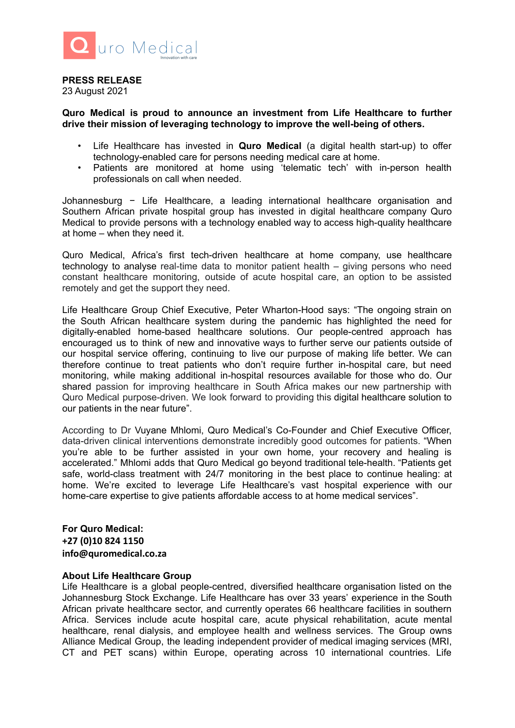Quro Medical
Innovation with care

**PRESS RELEASE**
23 August 2021

**Quro Medical is proud to announce an investment from Life Healthcare to further drive their mission of leveraging technology to improve the well-being of others.**

- Life Healthcare has invested in **Quro Medical** (a digital health start-up) to offer technology-enabled care for persons needing medical care at home.
- Patients are monitored at home using 'telematic tech' with in-person health professionals on call when needed.

Johannesburg − Life Healthcare, a leading international healthcare organisation and Southern African private hospital group has invested in digital healthcare company Quro Medical to provide persons with a technology enabled way to access high-quality healthcare at home – when they need it.

Quro Medical, Africa's first tech-driven healthcare at home company, use healthcare technology to analyse real-time data to monitor patient health – giving persons who need constant healthcare monitoring, outside of acute hospital care, an option to be assisted remotely and get the support they need.

Life Healthcare Group Chief Executive, Peter Wharton-Hood says: "The ongoing strain on the South African healthcare system during the pandemic has highlighted the need for digitally-enabled home-based healthcare solutions. Our people-centred approach has encouraged us to think of new and innovative ways to further serve our patients outside of our hospital service offering, continuing to live our purpose of making life better. We can therefore continue to treat patients who don't require further in-hospital care, but need monitoring, while making additional in-hospital resources available for those who do. Our shared passion for improving healthcare in South Africa makes our new partnership with Quro Medical purpose-driven. We look forward to providing this digital healthcare solution to our patients in the near future".

According to Dr Vuyane Mhlomi, Quro Medical's Co-Founder and Chief Executive Officer, data-driven clinical interventions demonstrate incredibly good outcomes for patients. "When you're able to be further assisted in your own home, your recovery and healing is accelerated." Mhlomi adds that Quro Medical go beyond traditional tele-health. "Patients get safe, world-class treatment with 24/7 monitoring in the best place to continue healing: at home. We're excited to leverage Life Healthcare's vast hospital experience with our home-care expertise to give patients affordable access to at home medical services".

**For Quro Medical:**
**+27 (0)10 824 1150**
**info@quromedical.co.za**

**About Life Healthcare Group**
Life Healthcare is a global people-centred, diversified healthcare organisation listed on the Johannesburg Stock Exchange. Life Healthcare has over 33 years' experience in the South African private healthcare sector, and currently operates 66 healthcare facilities in southern Africa. Services include acute hospital care, acute physical rehabilitation, acute mental healthcare, renal dialysis, and employee health and wellness services. The Group owns Alliance Medical Group, the leading independent provider of medical imaging services (MRI, CT and PET scans) within Europe, operating across 10 international countries. Life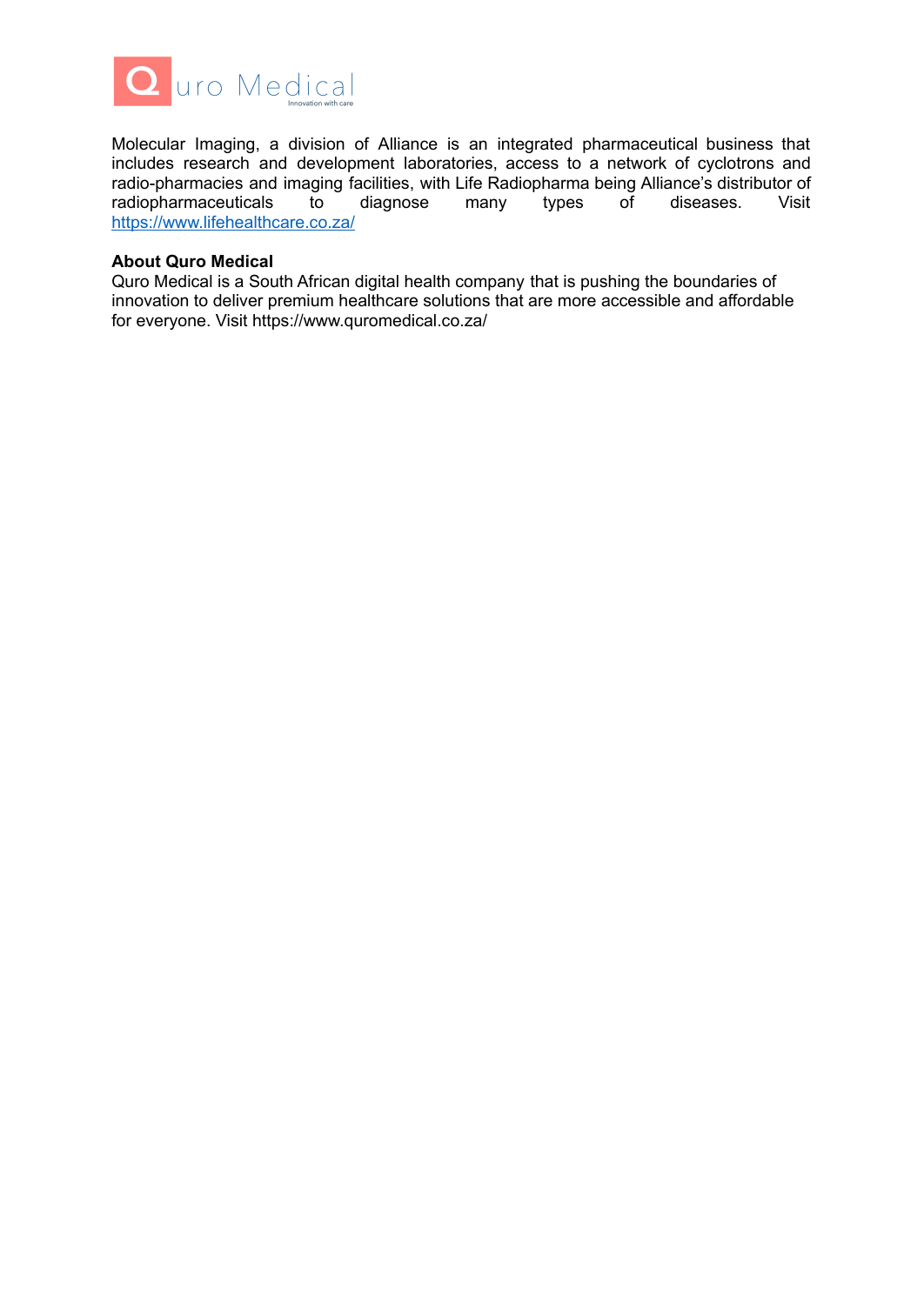Molecular Imaging, a division of Alliance is an integrated pharmaceutical business that includes research and development laboratories, access to a network of cyclotrons and radio-pharmacies and imaging facilities, with Life Radiopharma being Alliance's distributor of radiopharmaceuticals to diagnose many types of diseases. Visit https://www.lifehealthcare.co.za/

**About Quro Medical**

Quro Medical is a South African digital health company that is pushing the boundaries of innovation to deliver premium healthcare solutions that are more accessible and affordable for everyone. Visit https://www.quromedical.co.za/